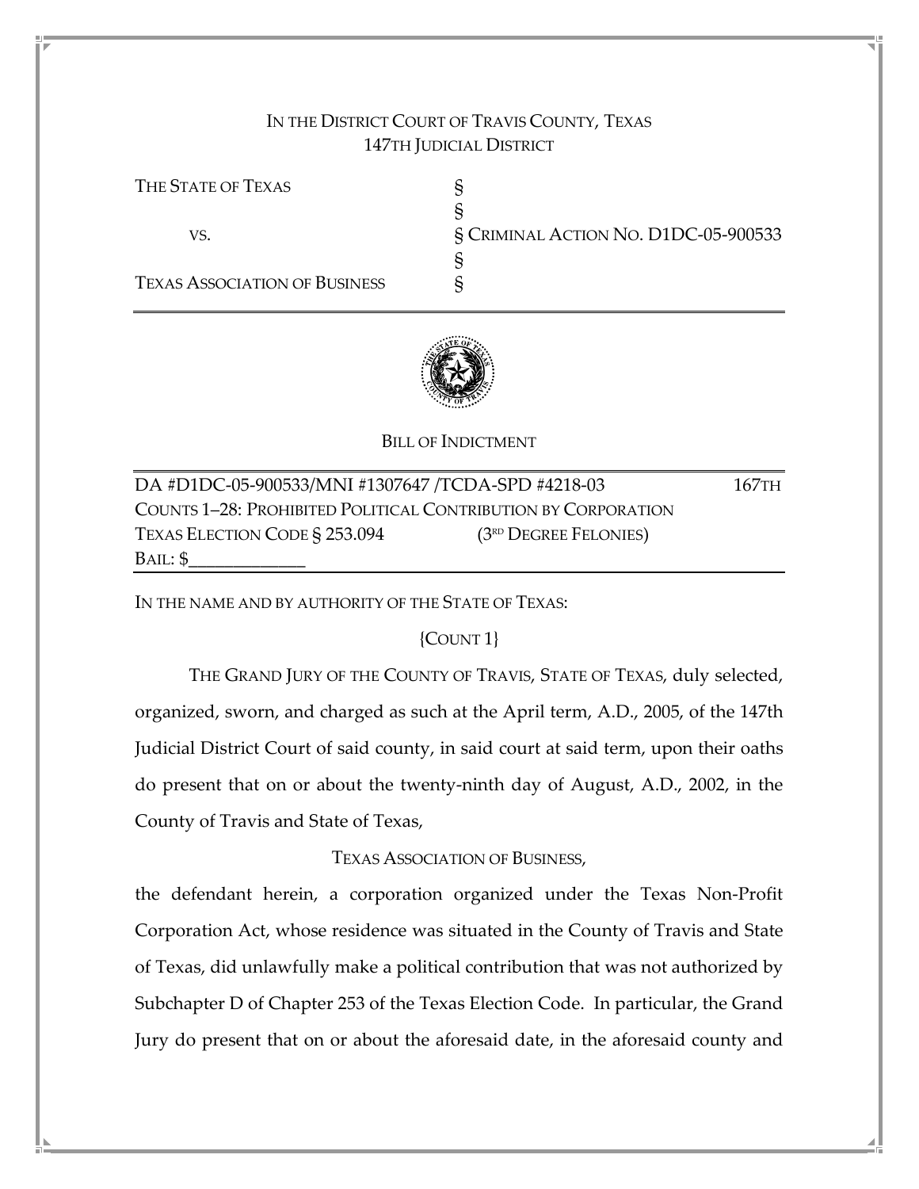IN THE DISTRICT COURT OF TRAVIS COUNTY, TEXAS
147TH JUDICIAL DISTRICT

| | | |
|---|---|---|
| THE STATE OF TEXAS | § | |
| | § | |
| VS. | § | CRIMINAL ACTION NO. D1DC-05-900533 |
| | § | |
| TEXAS ASSOCIATION OF BUSINESS | § | |

BILL OF INDICTMENT

DA #D1DC-05-900533/MNI #1307647 /TCDA-SPD #4218-03 167TH
COUNTS 1–28: PROHIBITED POLITICAL CONTRIBUTION BY CORPORATION
TEXAS ELECTION CODE § 253.094 (3RD DEGREE FELONIES)
BAIL: $_____________

IN THE NAME AND BY AUTHORITY OF THE STATE OF TEXAS:

{COUNT 1}

THE GRAND JURY OF THE COUNTY OF TRAVIS, STATE OF TEXAS, duly selected, organized, sworn, and charged as such at the April term, A.D., 2005, of the 147th Judicial District Court of said county, in said court at said term, upon their oaths do present that on or about the twenty-ninth day of August, A.D., 2002, in the County of Travis and State of Texas,

TEXAS ASSOCIATION OF BUSINESS,

the defendant herein, a corporation organized under the Texas Non-Profit Corporation Act, whose residence was situated in the County of Travis and State of Texas, did unlawfully make a political contribution that was not authorized by Subchapter D of Chapter 253 of the Texas Election Code. In particular, the Grand Jury do present that on or about the aforesaid date, in the aforesaid county and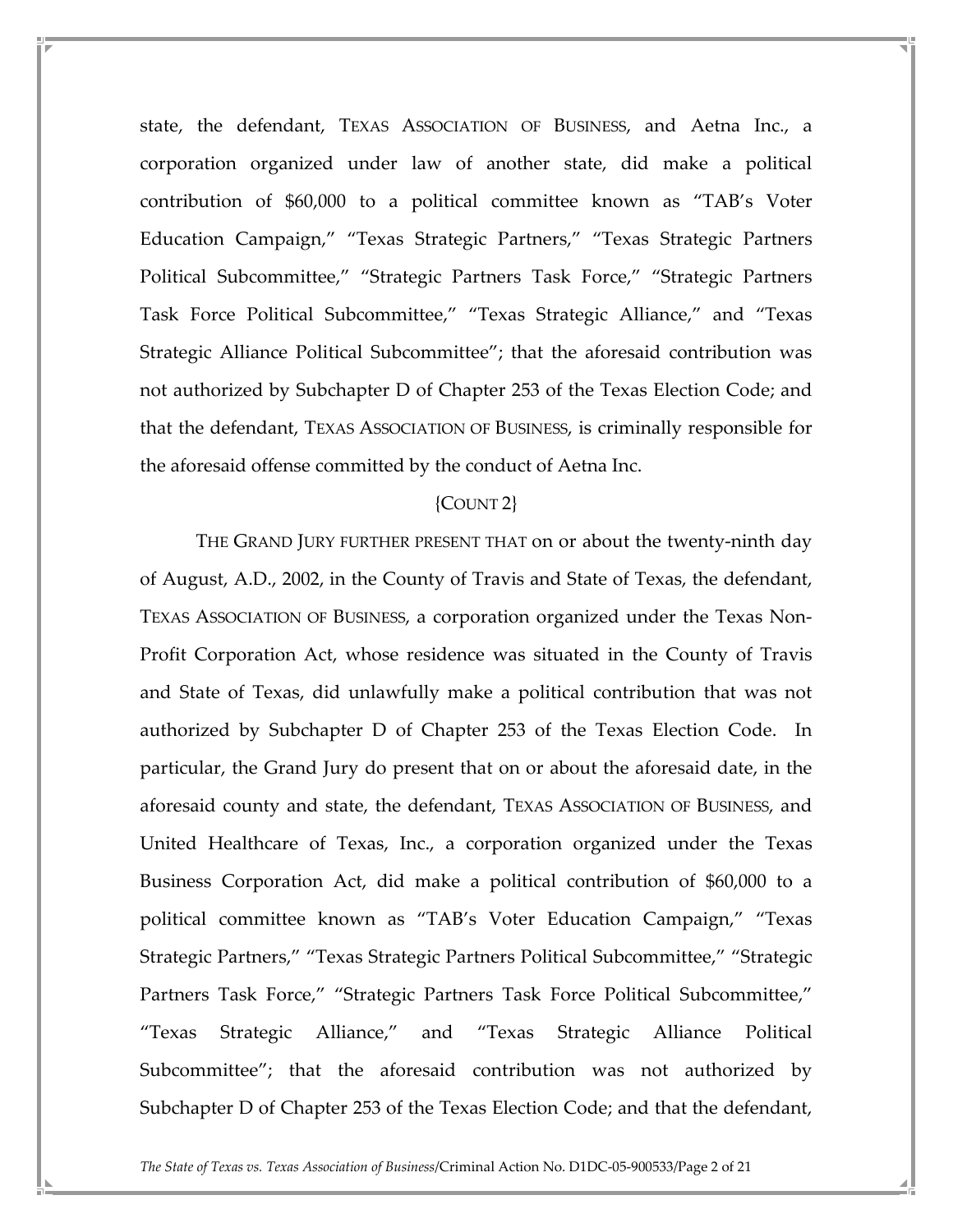state, the defendant, TEXAS ASSOCIATION OF BUSINESS, and Aetna Inc., a corporation organized under law of another state, did make a political contribution of $60,000 to a political committee known as "TAB's Voter Education Campaign," "Texas Strategic Partners," "Texas Strategic Partners Political Subcommittee," "Strategic Partners Task Force," "Strategic Partners Task Force Political Subcommittee," "Texas Strategic Alliance," and "Texas Strategic Alliance Political Subcommittee"; that the aforesaid contribution was not authorized by Subchapter D of Chapter 253 of the Texas Election Code; and that the defendant, TEXAS ASSOCIATION OF BUSINESS, is criminally responsible for the aforesaid offense committed by the conduct of Aetna Inc.

{COUNT 2}

THE GRAND JURY FURTHER PRESENT THAT on or about the twenty-ninth day of August, A.D., 2002, in the County of Travis and State of Texas, the defendant, TEXAS ASSOCIATION OF BUSINESS, a corporation organized under the Texas Non-Profit Corporation Act, whose residence was situated in the County of Travis and State of Texas, did unlawfully make a political contribution that was not authorized by Subchapter D of Chapter 253 of the Texas Election Code. In particular, the Grand Jury do present that on or about the aforesaid date, in the aforesaid county and state, the defendant, TEXAS ASSOCIATION OF BUSINESS, and United Healthcare of Texas, Inc., a corporation organized under the Texas Business Corporation Act, did make a political contribution of $60,000 to a political committee known as "TAB's Voter Education Campaign," "Texas Strategic Partners," "Texas Strategic Partners Political Subcommittee," "Strategic Partners Task Force," "Strategic Partners Task Force Political Subcommittee," "Texas Strategic Alliance," and "Texas Strategic Alliance Political Subcommittee"; that the aforesaid contribution was not authorized by Subchapter D of Chapter 253 of the Texas Election Code; and that the defendant,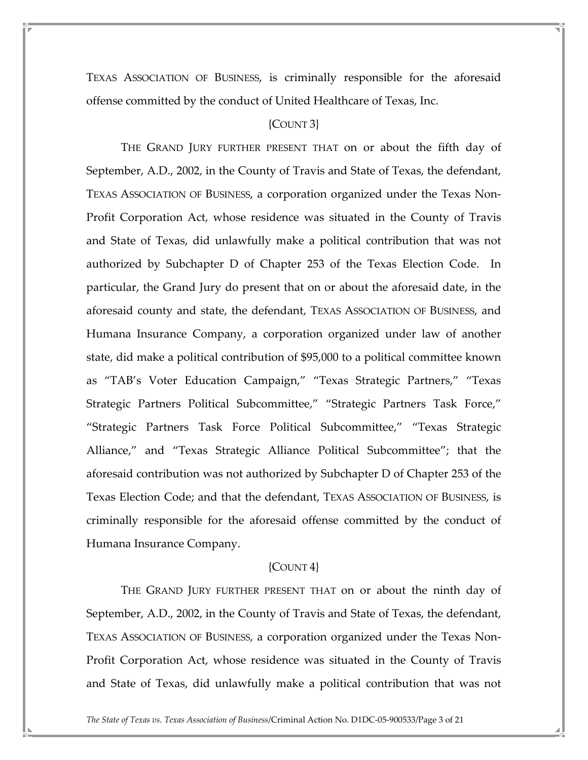TEXAS ASSOCIATION OF BUSINESS, is criminally responsible for the aforesaid offense committed by the conduct of United Healthcare of Texas, Inc.

{COUNT 3}

THE GRAND JURY FURTHER PRESENT THAT on or about the fifth day of September, A.D., 2002, in the County of Travis and State of Texas, the defendant, TEXAS ASSOCIATION OF BUSINESS, a corporation organized under the Texas Non-Profit Corporation Act, whose residence was situated in the County of Travis and State of Texas, did unlawfully make a political contribution that was not authorized by Subchapter D of Chapter 253 of the Texas Election Code. In particular, the Grand Jury do present that on or about the aforesaid date, in the aforesaid county and state, the defendant, TEXAS ASSOCIATION OF BUSINESS, and Humana Insurance Company, a corporation organized under law of another state, did make a political contribution of $95,000 to a political committee known as "TAB's Voter Education Campaign," "Texas Strategic Partners," "Texas Strategic Partners Political Subcommittee," "Strategic Partners Task Force," "Strategic Partners Task Force Political Subcommittee," "Texas Strategic Alliance," and "Texas Strategic Alliance Political Subcommittee"; that the aforesaid contribution was not authorized by Subchapter D of Chapter 253 of the Texas Election Code; and that the defendant, TEXAS ASSOCIATION OF BUSINESS, is criminally responsible for the aforesaid offense committed by the conduct of Humana Insurance Company.

{COUNT 4}

THE GRAND JURY FURTHER PRESENT THAT on or about the ninth day of September, A.D., 2002, in the County of Travis and State of Texas, the defendant, TEXAS ASSOCIATION OF BUSINESS, a corporation organized under the Texas Non-Profit Corporation Act, whose residence was situated in the County of Travis and State of Texas, did unlawfully make a political contribution that was not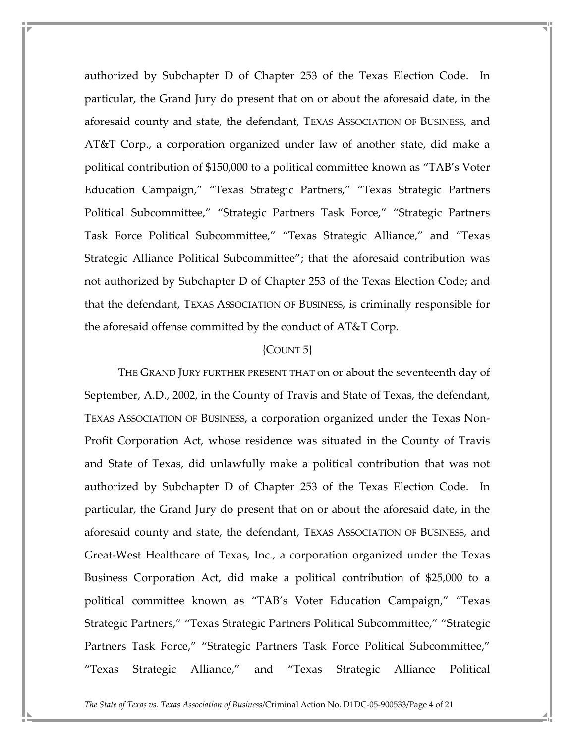authorized by Subchapter D of Chapter 253 of the Texas Election Code. In particular, the Grand Jury do present that on or about the aforesaid date, in the aforesaid county and state, the defendant, TEXAS ASSOCIATION OF BUSINESS, and AT&T Corp., a corporation organized under law of another state, did make a political contribution of $150,000 to a political committee known as "TAB's Voter Education Campaign," "Texas Strategic Partners," "Texas Strategic Partners Political Subcommittee," "Strategic Partners Task Force," "Strategic Partners Task Force Political Subcommittee," "Texas Strategic Alliance," and "Texas Strategic Alliance Political Subcommittee"; that the aforesaid contribution was not authorized by Subchapter D of Chapter 253 of the Texas Election Code; and that the defendant, TEXAS ASSOCIATION OF BUSINESS, is criminally responsible for the aforesaid offense committed by the conduct of AT&T Corp.

{COUNT 5}

THE GRAND JURY FURTHER PRESENT THAT on or about the seventeenth day of September, A.D., 2002, in the County of Travis and State of Texas, the defendant, TEXAS ASSOCIATION OF BUSINESS, a corporation organized under the Texas Non-Profit Corporation Act, whose residence was situated in the County of Travis and State of Texas, did unlawfully make a political contribution that was not authorized by Subchapter D of Chapter 253 of the Texas Election Code. In particular, the Grand Jury do present that on or about the aforesaid date, in the aforesaid county and state, the defendant, TEXAS ASSOCIATION OF BUSINESS, and Great-West Healthcare of Texas, Inc., a corporation organized under the Texas Business Corporation Act, did make a political contribution of $25,000 to a political committee known as "TAB's Voter Education Campaign," "Texas Strategic Partners," "Texas Strategic Partners Political Subcommittee," "Strategic Partners Task Force," "Strategic Partners Task Force Political Subcommittee," "Texas Strategic Alliance," and "Texas Strategic Alliance Political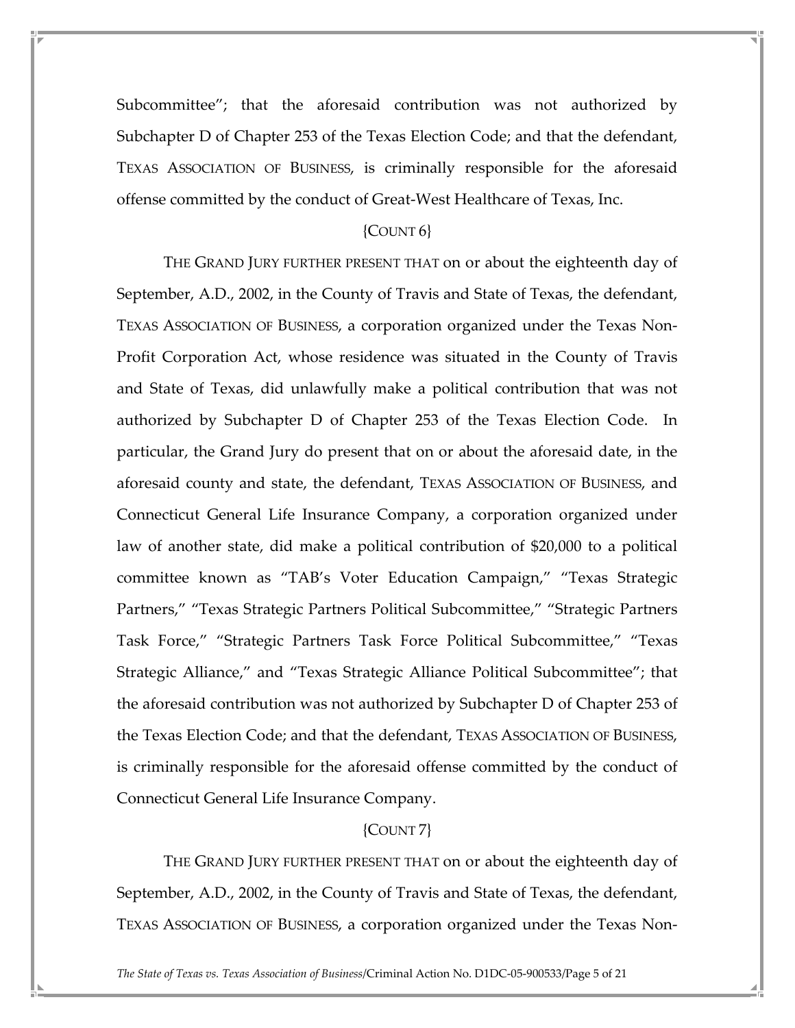Subcommittee"; that the aforesaid contribution was not authorized by Subchapter D of Chapter 253 of the Texas Election Code; and that the defendant, TEXAS ASSOCIATION OF BUSINESS, is criminally responsible for the aforesaid offense committed by the conduct of Great-West Healthcare of Texas, Inc.

{COUNT 6}

THE GRAND JURY FURTHER PRESENT THAT on or about the eighteenth day of September, A.D., 2002, in the County of Travis and State of Texas, the defendant, TEXAS ASSOCIATION OF BUSINESS, a corporation organized under the Texas Non-Profit Corporation Act, whose residence was situated in the County of Travis and State of Texas, did unlawfully make a political contribution that was not authorized by Subchapter D of Chapter 253 of the Texas Election Code. In particular, the Grand Jury do present that on or about the aforesaid date, in the aforesaid county and state, the defendant, TEXAS ASSOCIATION OF BUSINESS, and Connecticut General Life Insurance Company, a corporation organized under law of another state, did make a political contribution of $20,000 to a political committee known as "TAB's Voter Education Campaign," "Texas Strategic Partners," "Texas Strategic Partners Political Subcommittee," "Strategic Partners Task Force," "Strategic Partners Task Force Political Subcommittee," "Texas Strategic Alliance," and "Texas Strategic Alliance Political Subcommittee"; that the aforesaid contribution was not authorized by Subchapter D of Chapter 253 of the Texas Election Code; and that the defendant, TEXAS ASSOCIATION OF BUSINESS, is criminally responsible for the aforesaid offense committed by the conduct of Connecticut General Life Insurance Company.

{COUNT 7}

THE GRAND JURY FURTHER PRESENT THAT on or about the eighteenth day of September, A.D., 2002, in the County of Travis and State of Texas, the defendant, TEXAS ASSOCIATION OF BUSINESS, a corporation organized under the Texas Non-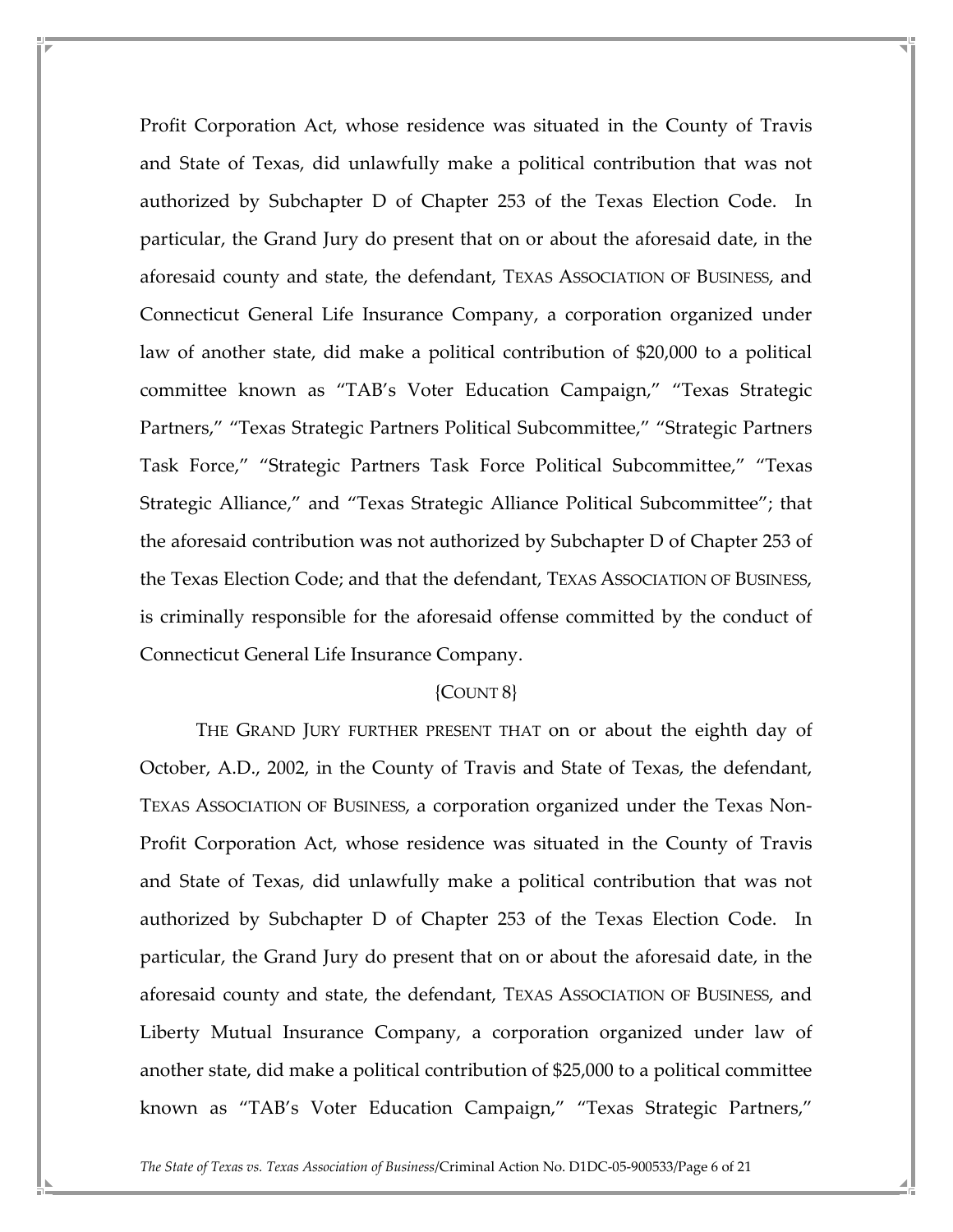Profit Corporation Act, whose residence was situated in the County of Travis and State of Texas, did unlawfully make a political contribution that was not authorized by Subchapter D of Chapter 253 of the Texas Election Code. In particular, the Grand Jury do present that on or about the aforesaid date, in the aforesaid county and state, the defendant, TEXAS ASSOCIATION OF BUSINESS, and Connecticut General Life Insurance Company, a corporation organized under law of another state, did make a political contribution of $20,000 to a political committee known as "TAB's Voter Education Campaign," "Texas Strategic Partners," "Texas Strategic Partners Political Subcommittee," "Strategic Partners Task Force," "Strategic Partners Task Force Political Subcommittee," "Texas Strategic Alliance," and "Texas Strategic Alliance Political Subcommittee"; that the aforesaid contribution was not authorized by Subchapter D of Chapter 253 of the Texas Election Code; and that the defendant, TEXAS ASSOCIATION OF BUSINESS, is criminally responsible for the aforesaid offense committed by the conduct of Connecticut General Life Insurance Company.

{COUNT 8}

THE GRAND JURY FURTHER PRESENT THAT on or about the eighth day of October, A.D., 2002, in the County of Travis and State of Texas, the defendant, TEXAS ASSOCIATION OF BUSINESS, a corporation organized under the Texas Non-Profit Corporation Act, whose residence was situated in the County of Travis and State of Texas, did unlawfully make a political contribution that was not authorized by Subchapter D of Chapter 253 of the Texas Election Code. In particular, the Grand Jury do present that on or about the aforesaid date, in the aforesaid county and state, the defendant, TEXAS ASSOCIATION OF BUSINESS, and Liberty Mutual Insurance Company, a corporation organized under law of another state, did make a political contribution of $25,000 to a political committee known as "TAB's Voter Education Campaign," "Texas Strategic Partners,"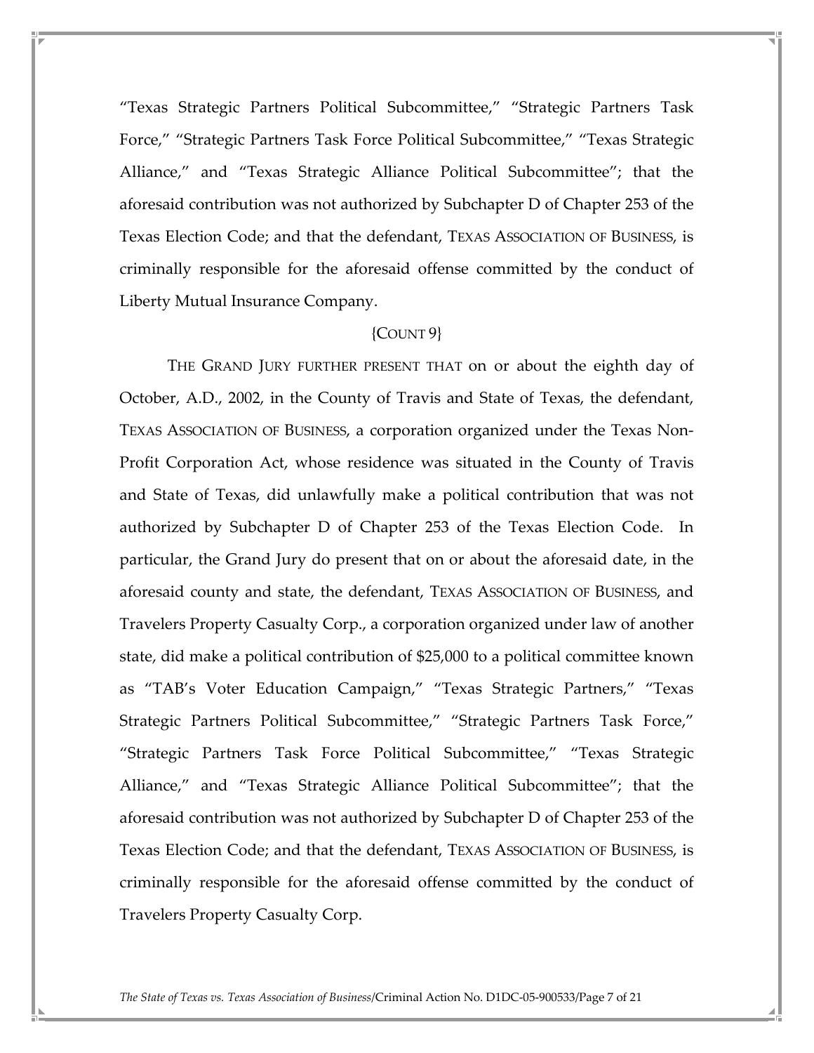"Texas Strategic Partners Political Subcommittee," "Strategic Partners Task Force," "Strategic Partners Task Force Political Subcommittee," "Texas Strategic Alliance," and "Texas Strategic Alliance Political Subcommittee"; that the aforesaid contribution was not authorized by Subchapter D of Chapter 253 of the Texas Election Code; and that the defendant, TEXAS ASSOCIATION OF BUSINESS, is criminally responsible for the aforesaid offense committed by the conduct of Liberty Mutual Insurance Company.

{COUNT 9}

THE GRAND JURY FURTHER PRESENT THAT on or about the eighth day of October, A.D., 2002, in the County of Travis and State of Texas, the defendant, TEXAS ASSOCIATION OF BUSINESS, a corporation organized under the Texas Non-Profit Corporation Act, whose residence was situated in the County of Travis and State of Texas, did unlawfully make a political contribution that was not authorized by Subchapter D of Chapter 253 of the Texas Election Code. In particular, the Grand Jury do present that on or about the aforesaid date, in the aforesaid county and state, the defendant, TEXAS ASSOCIATION OF BUSINESS, and Travelers Property Casualty Corp., a corporation organized under law of another state, did make a political contribution of $25,000 to a political committee known as "TAB's Voter Education Campaign," "Texas Strategic Partners," "Texas Strategic Partners Political Subcommittee," "Strategic Partners Task Force," "Strategic Partners Task Force Political Subcommittee," "Texas Strategic Alliance," and "Texas Strategic Alliance Political Subcommittee"; that the aforesaid contribution was not authorized by Subchapter D of Chapter 253 of the Texas Election Code; and that the defendant, TEXAS ASSOCIATION OF BUSINESS, is criminally responsible for the aforesaid offense committed by the conduct of Travelers Property Casualty Corp.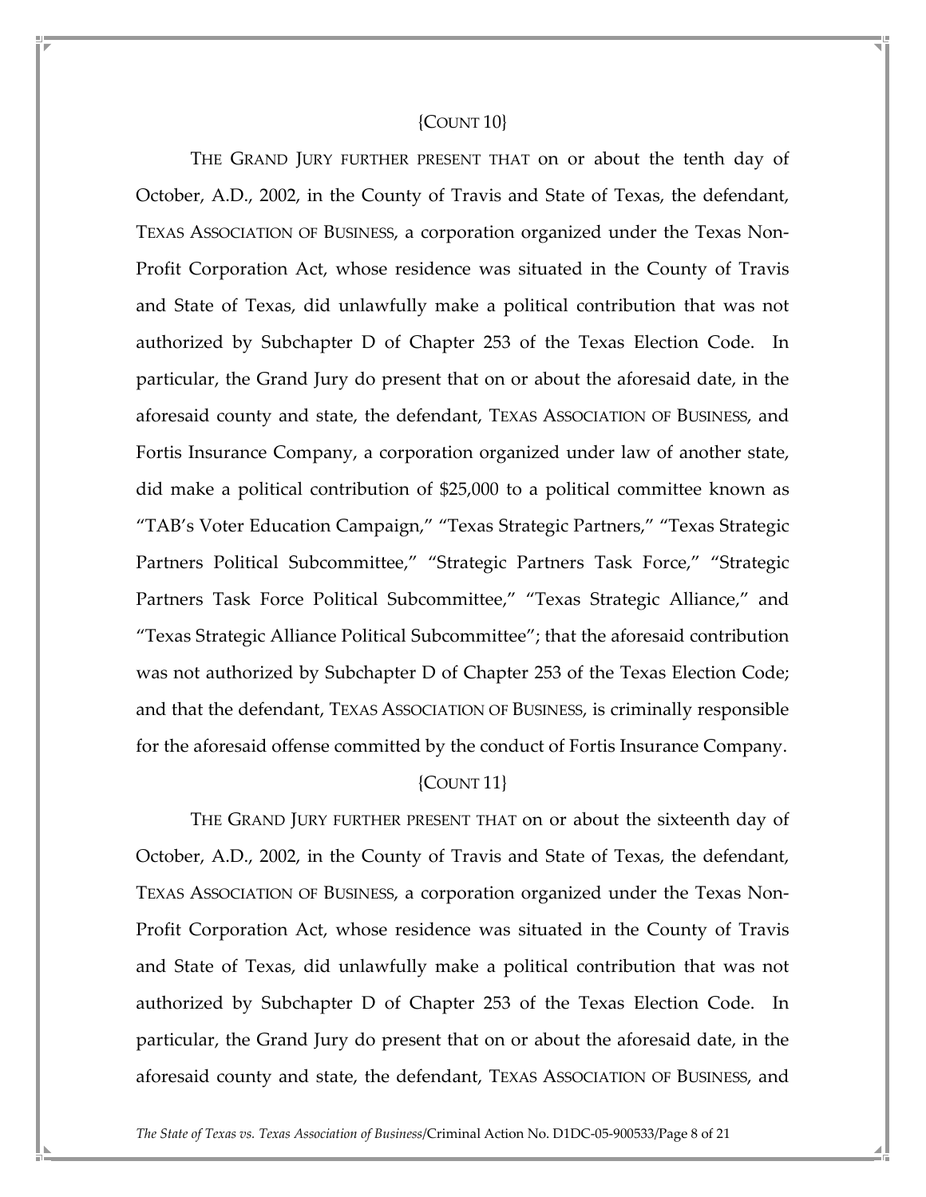{COUNT 10}

THE GRAND JURY FURTHER PRESENT THAT on or about the tenth day of October, A.D., 2002, in the County of Travis and State of Texas, the defendant, TEXAS ASSOCIATION OF BUSINESS, a corporation organized under the Texas Non-Profit Corporation Act, whose residence was situated in the County of Travis and State of Texas, did unlawfully make a political contribution that was not authorized by Subchapter D of Chapter 253 of the Texas Election Code. In particular, the Grand Jury do present that on or about the aforesaid date, in the aforesaid county and state, the defendant, TEXAS ASSOCIATION OF BUSINESS, and Fortis Insurance Company, a corporation organized under law of another state, did make a political contribution of $25,000 to a political committee known as "TAB's Voter Education Campaign," "Texas Strategic Partners," "Texas Strategic Partners Political Subcommittee," "Strategic Partners Task Force," "Strategic Partners Task Force Political Subcommittee," "Texas Strategic Alliance," and "Texas Strategic Alliance Political Subcommittee"; that the aforesaid contribution was not authorized by Subchapter D of Chapter 253 of the Texas Election Code; and that the defendant, TEXAS ASSOCIATION OF BUSINESS, is criminally responsible for the aforesaid offense committed by the conduct of Fortis Insurance Company.

{COUNT 11}

THE GRAND JURY FURTHER PRESENT THAT on or about the sixteenth day of October, A.D., 2002, in the County of Travis and State of Texas, the defendant, TEXAS ASSOCIATION OF BUSINESS, a corporation organized under the Texas Non-Profit Corporation Act, whose residence was situated in the County of Travis and State of Texas, did unlawfully make a political contribution that was not authorized by Subchapter D of Chapter 253 of the Texas Election Code. In particular, the Grand Jury do present that on or about the aforesaid date, in the aforesaid county and state, the defendant, TEXAS ASSOCIATION OF BUSINESS, and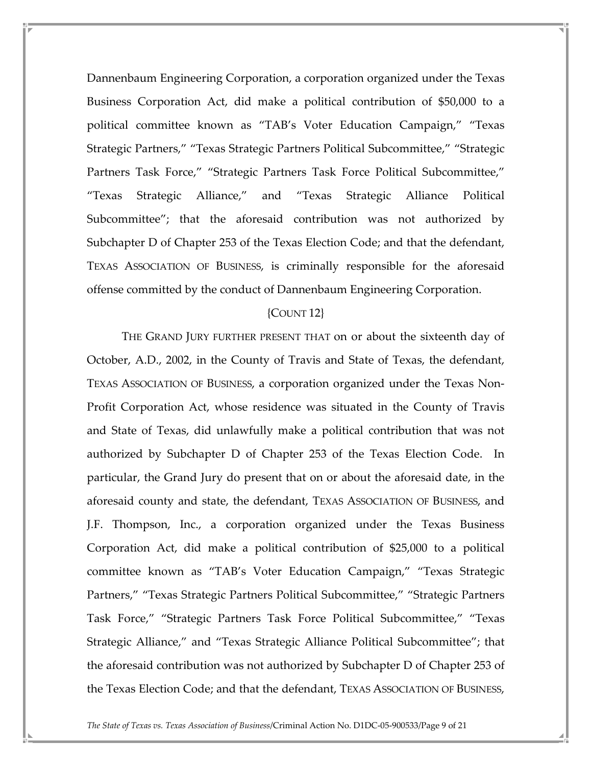Dannenbaum Engineering Corporation, a corporation organized under the Texas Business Corporation Act, did make a political contribution of $50,000 to a political committee known as "TAB's Voter Education Campaign," "Texas Strategic Partners," "Texas Strategic Partners Political Subcommittee," "Strategic Partners Task Force," "Strategic Partners Task Force Political Subcommittee," "Texas Strategic Alliance," and "Texas Strategic Alliance Political Subcommittee"; that the aforesaid contribution was not authorized by Subchapter D of Chapter 253 of the Texas Election Code; and that the defendant, TEXAS ASSOCIATION OF BUSINESS, is criminally responsible for the aforesaid offense committed by the conduct of Dannenbaum Engineering Corporation.

{COUNT 12}

THE GRAND JURY FURTHER PRESENT THAT on or about the sixteenth day of October, A.D., 2002, in the County of Travis and State of Texas, the defendant, TEXAS ASSOCIATION OF BUSINESS, a corporation organized under the Texas Non-Profit Corporation Act, whose residence was situated in the County of Travis and State of Texas, did unlawfully make a political contribution that was not authorized by Subchapter D of Chapter 253 of the Texas Election Code. In particular, the Grand Jury do present that on or about the aforesaid date, in the aforesaid county and state, the defendant, TEXAS ASSOCIATION OF BUSINESS, and J.F. Thompson, Inc., a corporation organized under the Texas Business Corporation Act, did make a political contribution of $25,000 to a political committee known as "TAB's Voter Education Campaign," "Texas Strategic Partners," "Texas Strategic Partners Political Subcommittee," "Strategic Partners Task Force," "Strategic Partners Task Force Political Subcommittee," "Texas Strategic Alliance," and "Texas Strategic Alliance Political Subcommittee"; that the aforesaid contribution was not authorized by Subchapter D of Chapter 253 of the Texas Election Code; and that the defendant, TEXAS ASSOCIATION OF BUSINESS,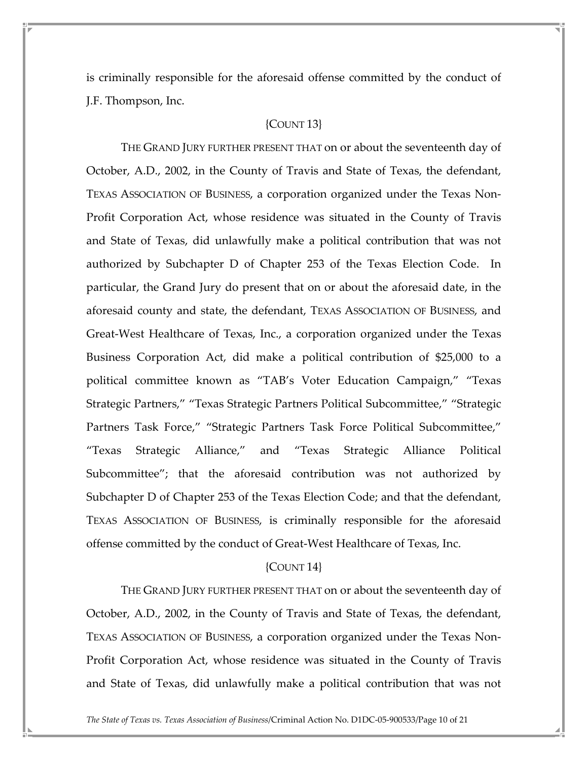is criminally responsible for the aforesaid offense committed by the conduct of J.F. Thompson, Inc.

{COUNT 13}

THE GRAND JURY FURTHER PRESENT THAT on or about the seventeenth day of October, A.D., 2002, in the County of Travis and State of Texas, the defendant, TEXAS ASSOCIATION OF BUSINESS, a corporation organized under the Texas Non-Profit Corporation Act, whose residence was situated in the County of Travis and State of Texas, did unlawfully make a political contribution that was not authorized by Subchapter D of Chapter 253 of the Texas Election Code. In particular, the Grand Jury do present that on or about the aforesaid date, in the aforesaid county and state, the defendant, TEXAS ASSOCIATION OF BUSINESS, and Great-West Healthcare of Texas, Inc., a corporation organized under the Texas Business Corporation Act, did make a political contribution of $25,000 to a political committee known as "TAB's Voter Education Campaign," "Texas Strategic Partners," "Texas Strategic Partners Political Subcommittee," "Strategic Partners Task Force," "Strategic Partners Task Force Political Subcommittee," "Texas Strategic Alliance," and "Texas Strategic Alliance Political Subcommittee"; that the aforesaid contribution was not authorized by Subchapter D of Chapter 253 of the Texas Election Code; and that the defendant, TEXAS ASSOCIATION OF BUSINESS, is criminally responsible for the aforesaid offense committed by the conduct of Great-West Healthcare of Texas, Inc.

{COUNT 14}

THE GRAND JURY FURTHER PRESENT THAT on or about the seventeenth day of October, A.D., 2002, in the County of Travis and State of Texas, the defendant, TEXAS ASSOCIATION OF BUSINESS, a corporation organized under the Texas Non-Profit Corporation Act, whose residence was situated in the County of Travis and State of Texas, did unlawfully make a political contribution that was not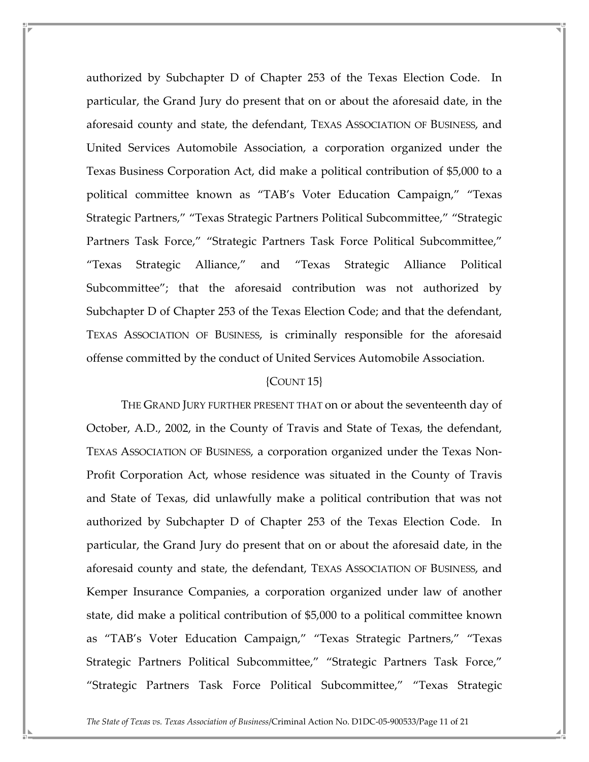authorized by Subchapter D of Chapter 253 of the Texas Election Code. In particular, the Grand Jury do present that on or about the aforesaid date, in the aforesaid county and state, the defendant, TEXAS ASSOCIATION OF BUSINESS, and United Services Automobile Association, a corporation organized under the Texas Business Corporation Act, did make a political contribution of $5,000 to a political committee known as "TAB's Voter Education Campaign," "Texas Strategic Partners," "Texas Strategic Partners Political Subcommittee," "Strategic Partners Task Force," "Strategic Partners Task Force Political Subcommittee," "Texas Strategic Alliance," and "Texas Strategic Alliance Political Subcommittee"; that the aforesaid contribution was not authorized by Subchapter D of Chapter 253 of the Texas Election Code; and that the defendant, TEXAS ASSOCIATION OF BUSINESS, is criminally responsible for the aforesaid offense committed by the conduct of United Services Automobile Association.

{COUNT 15}

THE GRAND JURY FURTHER PRESENT THAT on or about the seventeenth day of October, A.D., 2002, in the County of Travis and State of Texas, the defendant, TEXAS ASSOCIATION OF BUSINESS, a corporation organized under the Texas Non-Profit Corporation Act, whose residence was situated in the County of Travis and State of Texas, did unlawfully make a political contribution that was not authorized by Subchapter D of Chapter 253 of the Texas Election Code. In particular, the Grand Jury do present that on or about the aforesaid date, in the aforesaid county and state, the defendant, TEXAS ASSOCIATION OF BUSINESS, and Kemper Insurance Companies, a corporation organized under law of another state, did make a political contribution of $5,000 to a political committee known as "TAB's Voter Education Campaign," "Texas Strategic Partners," "Texas Strategic Partners Political Subcommittee," "Strategic Partners Task Force," "Strategic Partners Task Force Political Subcommittee," "Texas Strategic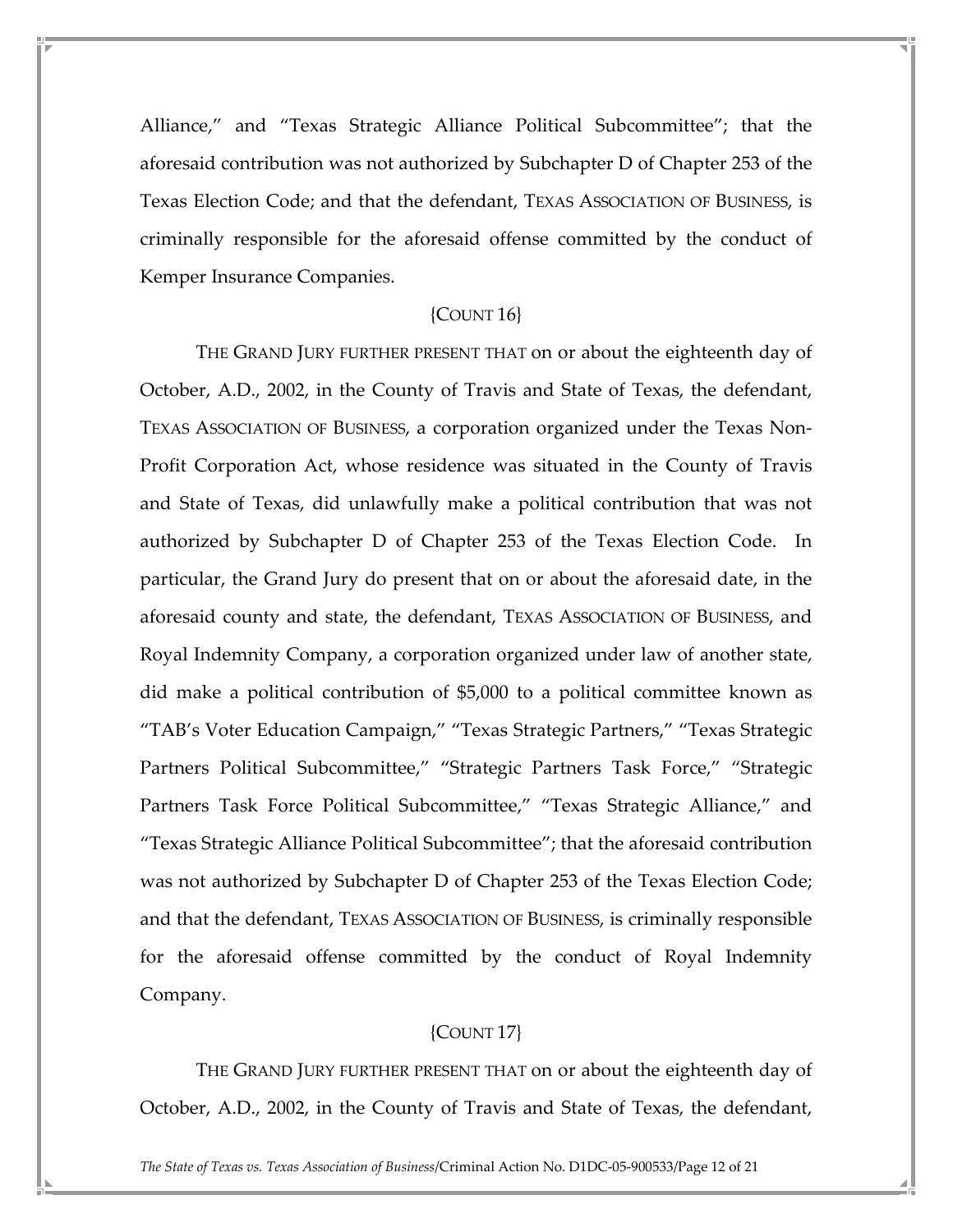Alliance," and "Texas Strategic Alliance Political Subcommittee"; that the aforesaid contribution was not authorized by Subchapter D of Chapter 253 of the Texas Election Code; and that the defendant, TEXAS ASSOCIATION OF BUSINESS, is criminally responsible for the aforesaid offense committed by the conduct of Kemper Insurance Companies.

{COUNT 16}

THE GRAND JURY FURTHER PRESENT THAT on or about the eighteenth day of October, A.D., 2002, in the County of Travis and State of Texas, the defendant, TEXAS ASSOCIATION OF BUSINESS, a corporation organized under the Texas Non-Profit Corporation Act, whose residence was situated in the County of Travis and State of Texas, did unlawfully make a political contribution that was not authorized by Subchapter D of Chapter 253 of the Texas Election Code. In particular, the Grand Jury do present that on or about the aforesaid date, in the aforesaid county and state, the defendant, TEXAS ASSOCIATION OF BUSINESS, and Royal Indemnity Company, a corporation organized under law of another state, did make a political contribution of $5,000 to a political committee known as "TAB's Voter Education Campaign," "Texas Strategic Partners," "Texas Strategic Partners Political Subcommittee," "Strategic Partners Task Force," "Strategic Partners Task Force Political Subcommittee," "Texas Strategic Alliance," and "Texas Strategic Alliance Political Subcommittee"; that the aforesaid contribution was not authorized by Subchapter D of Chapter 253 of the Texas Election Code; and that the defendant, TEXAS ASSOCIATION OF BUSINESS, is criminally responsible for the aforesaid offense committed by the conduct of Royal Indemnity Company.

{COUNT 17}

THE GRAND JURY FURTHER PRESENT THAT on or about the eighteenth day of October, A.D., 2002, in the County of Travis and State of Texas, the defendant,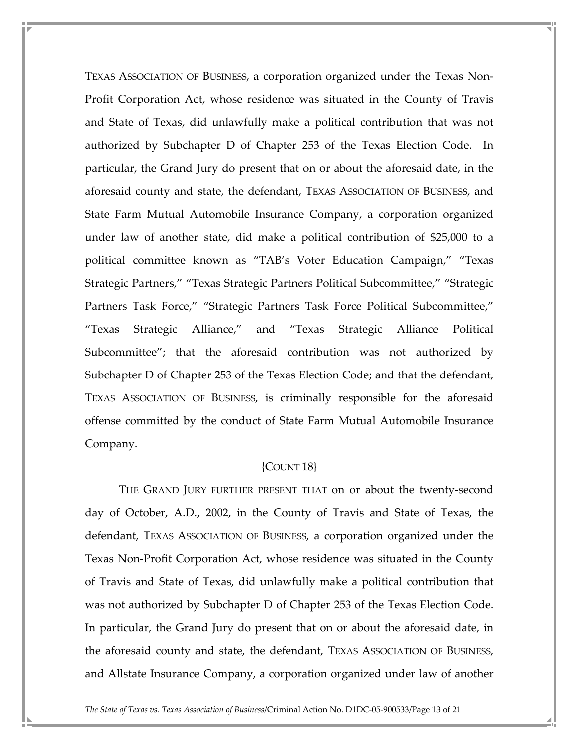TEXAS ASSOCIATION OF BUSINESS, a corporation organized under the Texas Non-Profit Corporation Act, whose residence was situated in the County of Travis and State of Texas, did unlawfully make a political contribution that was not authorized by Subchapter D of Chapter 253 of the Texas Election Code. In particular, the Grand Jury do present that on or about the aforesaid date, in the aforesaid county and state, the defendant, TEXAS ASSOCIATION OF BUSINESS, and State Farm Mutual Automobile Insurance Company, a corporation organized under law of another state, did make a political contribution of $25,000 to a political committee known as "TAB's Voter Education Campaign," "Texas Strategic Partners," "Texas Strategic Partners Political Subcommittee," "Strategic Partners Task Force," "Strategic Partners Task Force Political Subcommittee," "Texas Strategic Alliance," and "Texas Strategic Alliance Political Subcommittee"; that the aforesaid contribution was not authorized by Subchapter D of Chapter 253 of the Texas Election Code; and that the defendant, TEXAS ASSOCIATION OF BUSINESS, is criminally responsible for the aforesaid offense committed by the conduct of State Farm Mutual Automobile Insurance Company.

{COUNT 18}

THE GRAND JURY FURTHER PRESENT THAT on or about the twenty-second day of October, A.D., 2002, in the County of Travis and State of Texas, the defendant, TEXAS ASSOCIATION OF BUSINESS, a corporation organized under the Texas Non-Profit Corporation Act, whose residence was situated in the County of Travis and State of Texas, did unlawfully make a political contribution that was not authorized by Subchapter D of Chapter 253 of the Texas Election Code. In particular, the Grand Jury do present that on or about the aforesaid date, in the aforesaid county and state, the defendant, TEXAS ASSOCIATION OF BUSINESS, and Allstate Insurance Company, a corporation organized under law of another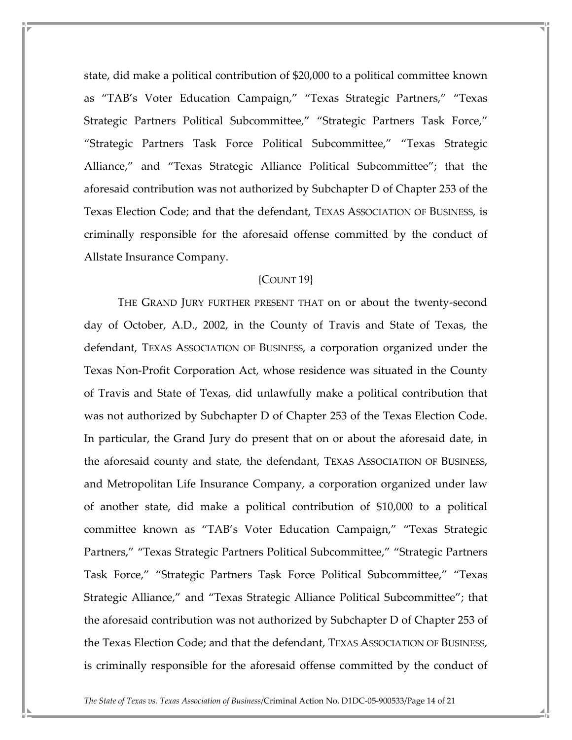state, did make a political contribution of $20,000 to a political committee known as "TAB's Voter Education Campaign," "Texas Strategic Partners," "Texas Strategic Partners Political Subcommittee," "Strategic Partners Task Force," "Strategic Partners Task Force Political Subcommittee," "Texas Strategic Alliance," and "Texas Strategic Alliance Political Subcommittee"; that the aforesaid contribution was not authorized by Subchapter D of Chapter 253 of the Texas Election Code; and that the defendant, TEXAS ASSOCIATION OF BUSINESS, is criminally responsible for the aforesaid offense committed by the conduct of Allstate Insurance Company.

{COUNT 19}

THE GRAND JURY FURTHER PRESENT THAT on or about the twenty-second day of October, A.D., 2002, in the County of Travis and State of Texas, the defendant, TEXAS ASSOCIATION OF BUSINESS, a corporation organized under the Texas Non-Profit Corporation Act, whose residence was situated in the County of Travis and State of Texas, did unlawfully make a political contribution that was not authorized by Subchapter D of Chapter 253 of the Texas Election Code. In particular, the Grand Jury do present that on or about the aforesaid date, in the aforesaid county and state, the defendant, TEXAS ASSOCIATION OF BUSINESS, and Metropolitan Life Insurance Company, a corporation organized under law of another state, did make a political contribution of $10,000 to a political committee known as "TAB's Voter Education Campaign," "Texas Strategic Partners," "Texas Strategic Partners Political Subcommittee," "Strategic Partners Task Force," "Strategic Partners Task Force Political Subcommittee," "Texas Strategic Alliance," and "Texas Strategic Alliance Political Subcommittee"; that the aforesaid contribution was not authorized by Subchapter D of Chapter 253 of the Texas Election Code; and that the defendant, TEXAS ASSOCIATION OF BUSINESS, is criminally responsible for the aforesaid offense committed by the conduct of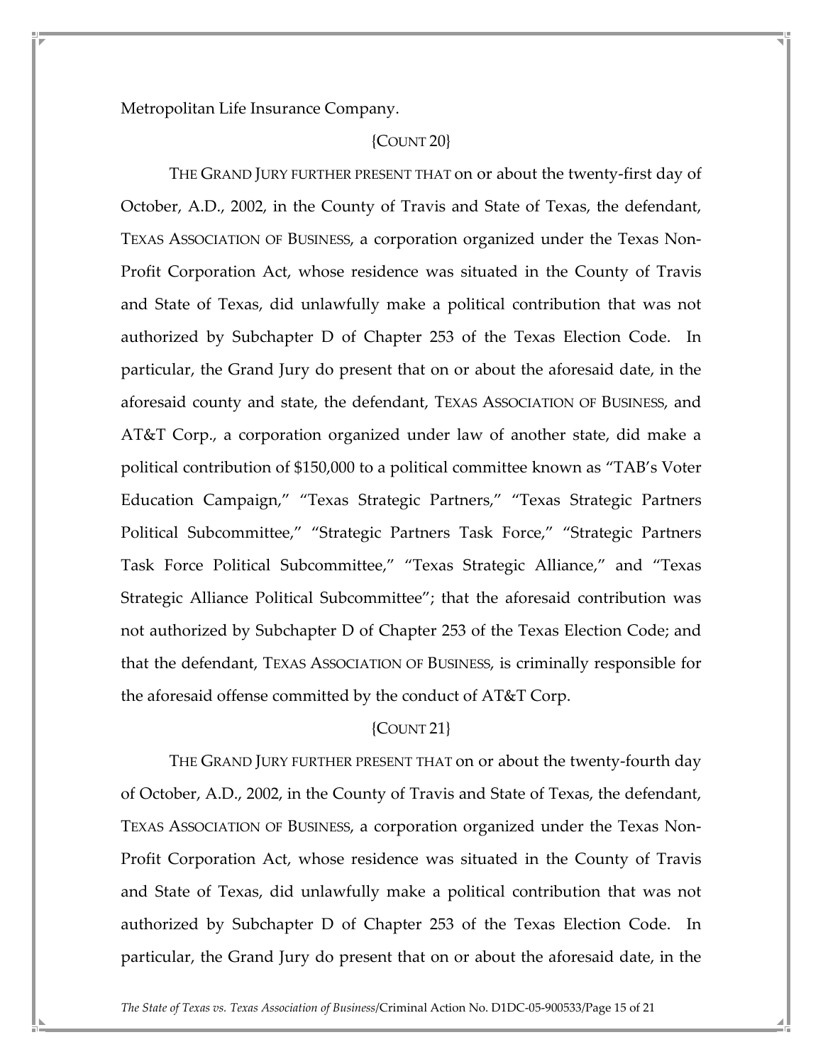Metropolitan Life Insurance Company.

{COUNT 20}

THE GRAND JURY FURTHER PRESENT THAT on or about the twenty-first day of October, A.D., 2002, in the County of Travis and State of Texas, the defendant, TEXAS ASSOCIATION OF BUSINESS, a corporation organized under the Texas Non-Profit Corporation Act, whose residence was situated in the County of Travis and State of Texas, did unlawfully make a political contribution that was not authorized by Subchapter D of Chapter 253 of the Texas Election Code. In particular, the Grand Jury do present that on or about the aforesaid date, in the aforesaid county and state, the defendant, TEXAS ASSOCIATION OF BUSINESS, and AT&T Corp., a corporation organized under law of another state, did make a political contribution of $150,000 to a political committee known as "TAB's Voter Education Campaign," "Texas Strategic Partners," "Texas Strategic Partners Political Subcommittee," "Strategic Partners Task Force," "Strategic Partners Task Force Political Subcommittee," "Texas Strategic Alliance," and "Texas Strategic Alliance Political Subcommittee"; that the aforesaid contribution was not authorized by Subchapter D of Chapter 253 of the Texas Election Code; and that the defendant, TEXAS ASSOCIATION OF BUSINESS, is criminally responsible for the aforesaid offense committed by the conduct of AT&T Corp.

{COUNT 21}

THE GRAND JURY FURTHER PRESENT THAT on or about the twenty-fourth day of October, A.D., 2002, in the County of Travis and State of Texas, the defendant, TEXAS ASSOCIATION OF BUSINESS, a corporation organized under the Texas Non-Profit Corporation Act, whose residence was situated in the County of Travis and State of Texas, did unlawfully make a political contribution that was not authorized by Subchapter D of Chapter 253 of the Texas Election Code. In particular, the Grand Jury do present that on or about the aforesaid date, in the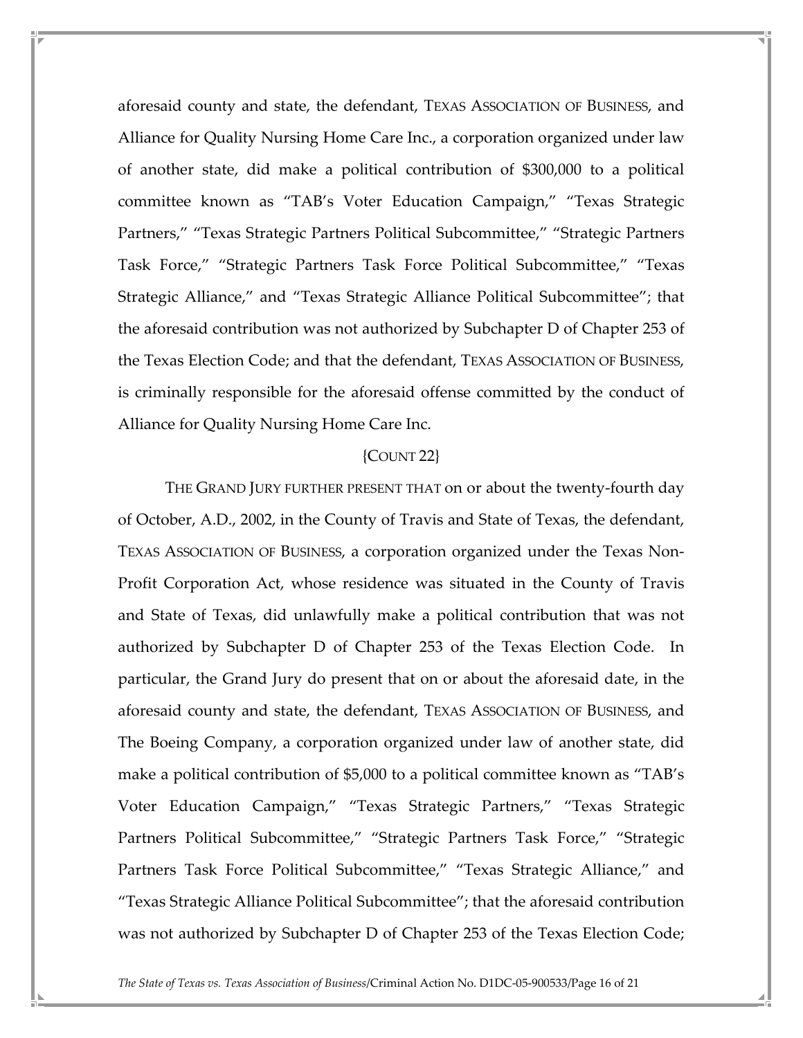aforesaid county and state, the defendant, TEXAS ASSOCIATION OF BUSINESS, and Alliance for Quality Nursing Home Care Inc., a corporation organized under law of another state, did make a political contribution of $300,000 to a political committee known as "TAB's Voter Education Campaign," "Texas Strategic Partners," "Texas Strategic Partners Political Subcommittee," "Strategic Partners Task Force," "Strategic Partners Task Force Political Subcommittee," "Texas Strategic Alliance," and "Texas Strategic Alliance Political Subcommittee"; that the aforesaid contribution was not authorized by Subchapter D of Chapter 253 of the Texas Election Code; and that the defendant, TEXAS ASSOCIATION OF BUSINESS, is criminally responsible for the aforesaid offense committed by the conduct of Alliance for Quality Nursing Home Care Inc.

{COUNT 22}

THE GRAND JURY FURTHER PRESENT THAT on or about the twenty-fourth day of October, A.D., 2002, in the County of Travis and State of Texas, the defendant, TEXAS ASSOCIATION OF BUSINESS, a corporation organized under the Texas Non-Profit Corporation Act, whose residence was situated in the County of Travis and State of Texas, did unlawfully make a political contribution that was not authorized by Subchapter D of Chapter 253 of the Texas Election Code. In particular, the Grand Jury do present that on or about the aforesaid date, in the aforesaid county and state, the defendant, TEXAS ASSOCIATION OF BUSINESS, and The Boeing Company, a corporation organized under law of another state, did make a political contribution of $5,000 to a political committee known as "TAB's Voter Education Campaign," "Texas Strategic Partners," "Texas Strategic Partners Political Subcommittee," "Strategic Partners Task Force," "Strategic Partners Task Force Political Subcommittee," "Texas Strategic Alliance," and "Texas Strategic Alliance Political Subcommittee"; that the aforesaid contribution was not authorized by Subchapter D of Chapter 253 of the Texas Election Code;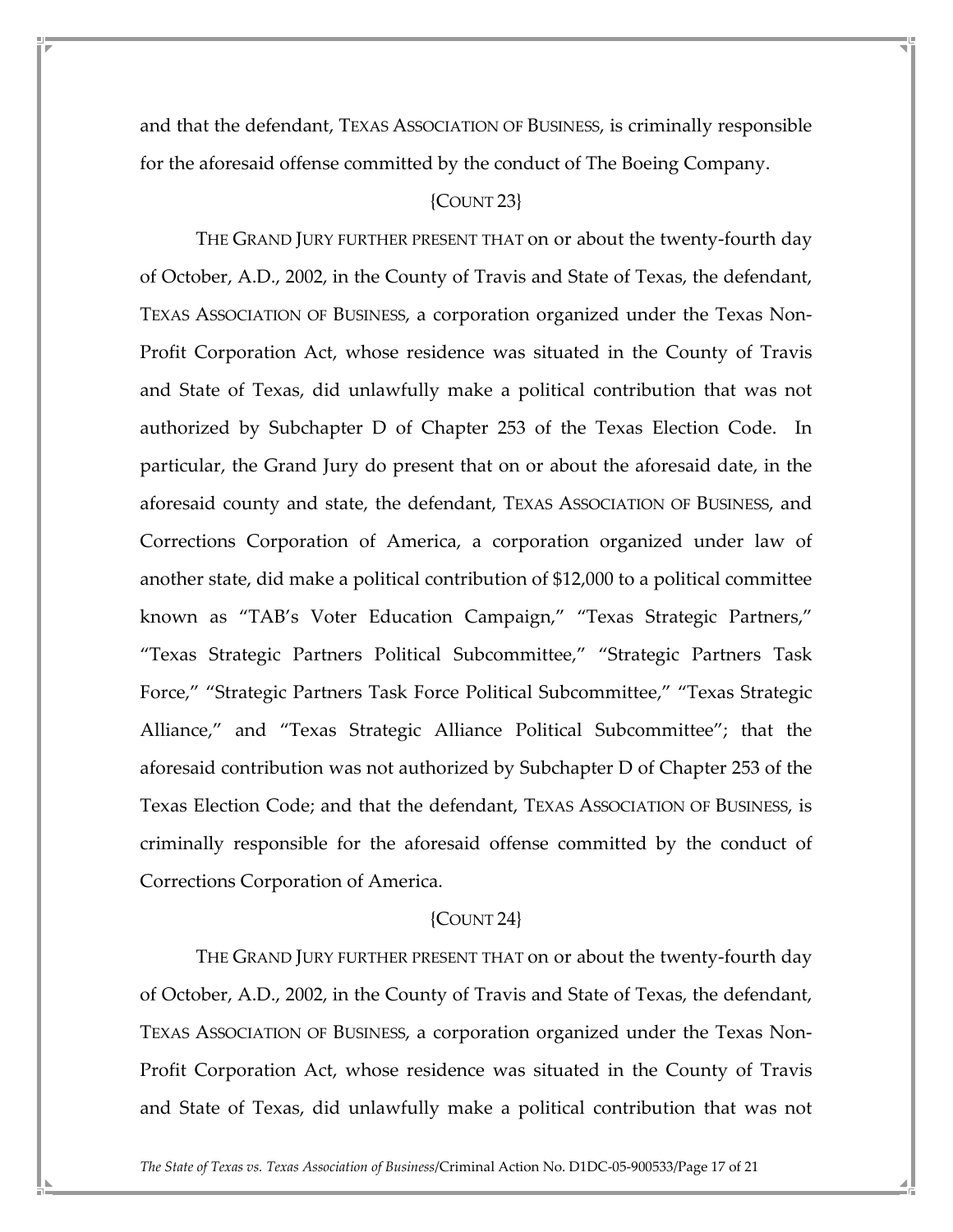and that the defendant, TEXAS ASSOCIATION OF BUSINESS, is criminally responsible for the aforesaid offense committed by the conduct of The Boeing Company.

{COUNT 23}

THE GRAND JURY FURTHER PRESENT THAT on or about the twenty-fourth day of October, A.D., 2002, in the County of Travis and State of Texas, the defendant, TEXAS ASSOCIATION OF BUSINESS, a corporation organized under the Texas Non-Profit Corporation Act, whose residence was situated in the County of Travis and State of Texas, did unlawfully make a political contribution that was not authorized by Subchapter D of Chapter 253 of the Texas Election Code. In particular, the Grand Jury do present that on or about the aforesaid date, in the aforesaid county and state, the defendant, TEXAS ASSOCIATION OF BUSINESS, and Corrections Corporation of America, a corporation organized under law of another state, did make a political contribution of $12,000 to a political committee known as "TAB's Voter Education Campaign," "Texas Strategic Partners," "Texas Strategic Partners Political Subcommittee," "Strategic Partners Task Force," "Strategic Partners Task Force Political Subcommittee," "Texas Strategic Alliance," and "Texas Strategic Alliance Political Subcommittee"; that the aforesaid contribution was not authorized by Subchapter D of Chapter 253 of the Texas Election Code; and that the defendant, TEXAS ASSOCIATION OF BUSINESS, is criminally responsible for the aforesaid offense committed by the conduct of Corrections Corporation of America.

{COUNT 24}

THE GRAND JURY FURTHER PRESENT THAT on or about the twenty-fourth day of October, A.D., 2002, in the County of Travis and State of Texas, the defendant, TEXAS ASSOCIATION OF BUSINESS, a corporation organized under the Texas Non-Profit Corporation Act, whose residence was situated in the County of Travis and State of Texas, did unlawfully make a political contribution that was not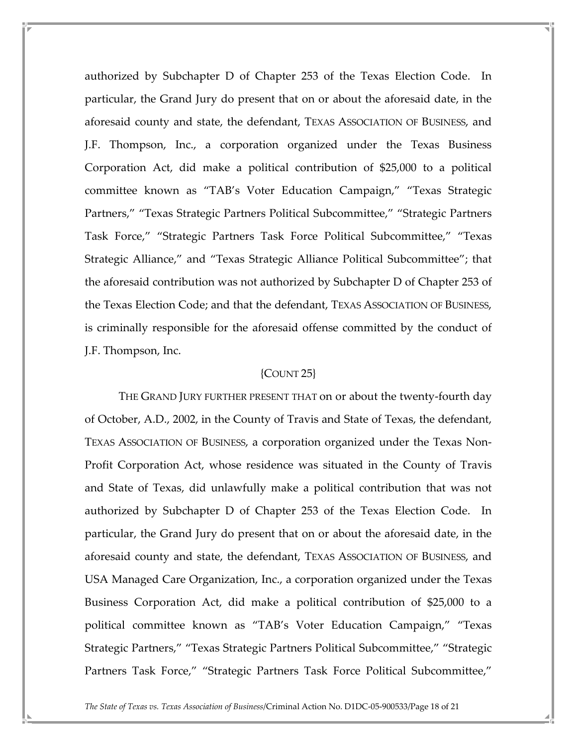authorized by Subchapter D of Chapter 253 of the Texas Election Code. In particular, the Grand Jury do present that on or about the aforesaid date, in the aforesaid county and state, the defendant, TEXAS ASSOCIATION OF BUSINESS, and J.F. Thompson, Inc., a corporation organized under the Texas Business Corporation Act, did make a political contribution of $25,000 to a political committee known as "TAB's Voter Education Campaign," "Texas Strategic Partners," "Texas Strategic Partners Political Subcommittee," "Strategic Partners Task Force," "Strategic Partners Task Force Political Subcommittee," "Texas Strategic Alliance," and "Texas Strategic Alliance Political Subcommittee"; that the aforesaid contribution was not authorized by Subchapter D of Chapter 253 of the Texas Election Code; and that the defendant, TEXAS ASSOCIATION OF BUSINESS, is criminally responsible for the aforesaid offense committed by the conduct of J.F. Thompson, Inc.

{COUNT 25}

THE GRAND JURY FURTHER PRESENT THAT on or about the twenty-fourth day of October, A.D., 2002, in the County of Travis and State of Texas, the defendant, TEXAS ASSOCIATION OF BUSINESS, a corporation organized under the Texas Non-Profit Corporation Act, whose residence was situated in the County of Travis and State of Texas, did unlawfully make a political contribution that was not authorized by Subchapter D of Chapter 253 of the Texas Election Code. In particular, the Grand Jury do present that on or about the aforesaid date, in the aforesaid county and state, the defendant, TEXAS ASSOCIATION OF BUSINESS, and USA Managed Care Organization, Inc., a corporation organized under the Texas Business Corporation Act, did make a political contribution of $25,000 to a political committee known as "TAB's Voter Education Campaign," "Texas Strategic Partners," "Texas Strategic Partners Political Subcommittee," "Strategic Partners Task Force," "Strategic Partners Task Force Political Subcommittee,"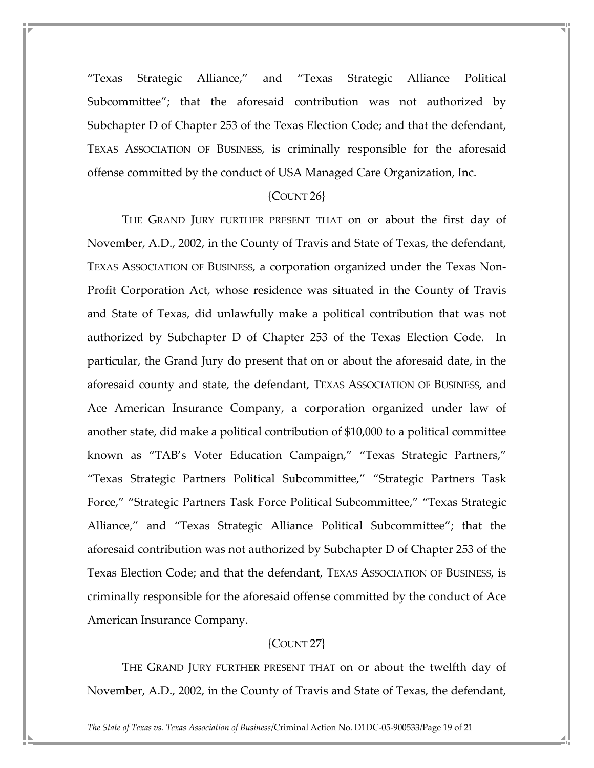"Texas Strategic Alliance," and "Texas Strategic Alliance Political Subcommittee"; that the aforesaid contribution was not authorized by Subchapter D of Chapter 253 of the Texas Election Code; and that the defendant, TEXAS ASSOCIATION OF BUSINESS, is criminally responsible for the aforesaid offense committed by the conduct of USA Managed Care Organization, Inc.

{COUNT 26}

THE GRAND JURY FURTHER PRESENT THAT on or about the first day of November, A.D., 2002, in the County of Travis and State of Texas, the defendant, TEXAS ASSOCIATION OF BUSINESS, a corporation organized under the Texas Non-Profit Corporation Act, whose residence was situated in the County of Travis and State of Texas, did unlawfully make a political contribution that was not authorized by Subchapter D of Chapter 253 of the Texas Election Code. In particular, the Grand Jury do present that on or about the aforesaid date, in the aforesaid county and state, the defendant, TEXAS ASSOCIATION OF BUSINESS, and Ace American Insurance Company, a corporation organized under law of another state, did make a political contribution of $10,000 to a political committee known as "TAB's Voter Education Campaign," "Texas Strategic Partners," "Texas Strategic Partners Political Subcommittee," "Strategic Partners Task Force," "Strategic Partners Task Force Political Subcommittee," "Texas Strategic Alliance," and "Texas Strategic Alliance Political Subcommittee"; that the aforesaid contribution was not authorized by Subchapter D of Chapter 253 of the Texas Election Code; and that the defendant, TEXAS ASSOCIATION OF BUSINESS, is criminally responsible for the aforesaid offense committed by the conduct of Ace American Insurance Company.

{COUNT 27}

THE GRAND JURY FURTHER PRESENT THAT on or about the twelfth day of November, A.D., 2002, in the County of Travis and State of Texas, the defendant,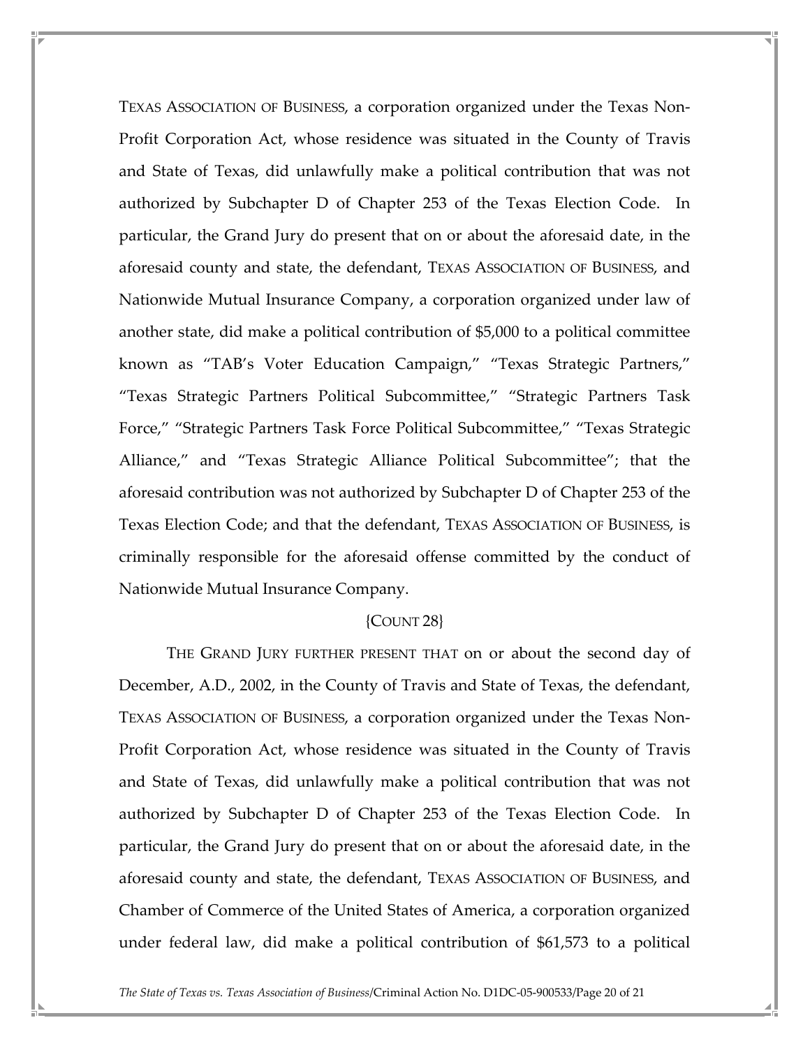TEXAS ASSOCIATION OF BUSINESS, a corporation organized under the Texas Non-Profit Corporation Act, whose residence was situated in the County of Travis and State of Texas, did unlawfully make a political contribution that was not authorized by Subchapter D of Chapter 253 of the Texas Election Code. In particular, the Grand Jury do present that on or about the aforesaid date, in the aforesaid county and state, the defendant, TEXAS ASSOCIATION OF BUSINESS, and Nationwide Mutual Insurance Company, a corporation organized under law of another state, did make a political contribution of $5,000 to a political committee known as "TAB's Voter Education Campaign," "Texas Strategic Partners," "Texas Strategic Partners Political Subcommittee," "Strategic Partners Task Force," "Strategic Partners Task Force Political Subcommittee," "Texas Strategic Alliance," and "Texas Strategic Alliance Political Subcommittee"; that the aforesaid contribution was not authorized by Subchapter D of Chapter 253 of the Texas Election Code; and that the defendant, TEXAS ASSOCIATION OF BUSINESS, is criminally responsible for the aforesaid offense committed by the conduct of Nationwide Mutual Insurance Company.

{COUNT 28}

THE GRAND JURY FURTHER PRESENT THAT on or about the second day of December, A.D., 2002, in the County of Travis and State of Texas, the defendant, TEXAS ASSOCIATION OF BUSINESS, a corporation organized under the Texas Non-Profit Corporation Act, whose residence was situated in the County of Travis and State of Texas, did unlawfully make a political contribution that was not authorized by Subchapter D of Chapter 253 of the Texas Election Code. In particular, the Grand Jury do present that on or about the aforesaid date, in the aforesaid county and state, the defendant, TEXAS ASSOCIATION OF BUSINESS, and Chamber of Commerce of the United States of America, a corporation organized under federal law, did make a political contribution of $61,573 to a political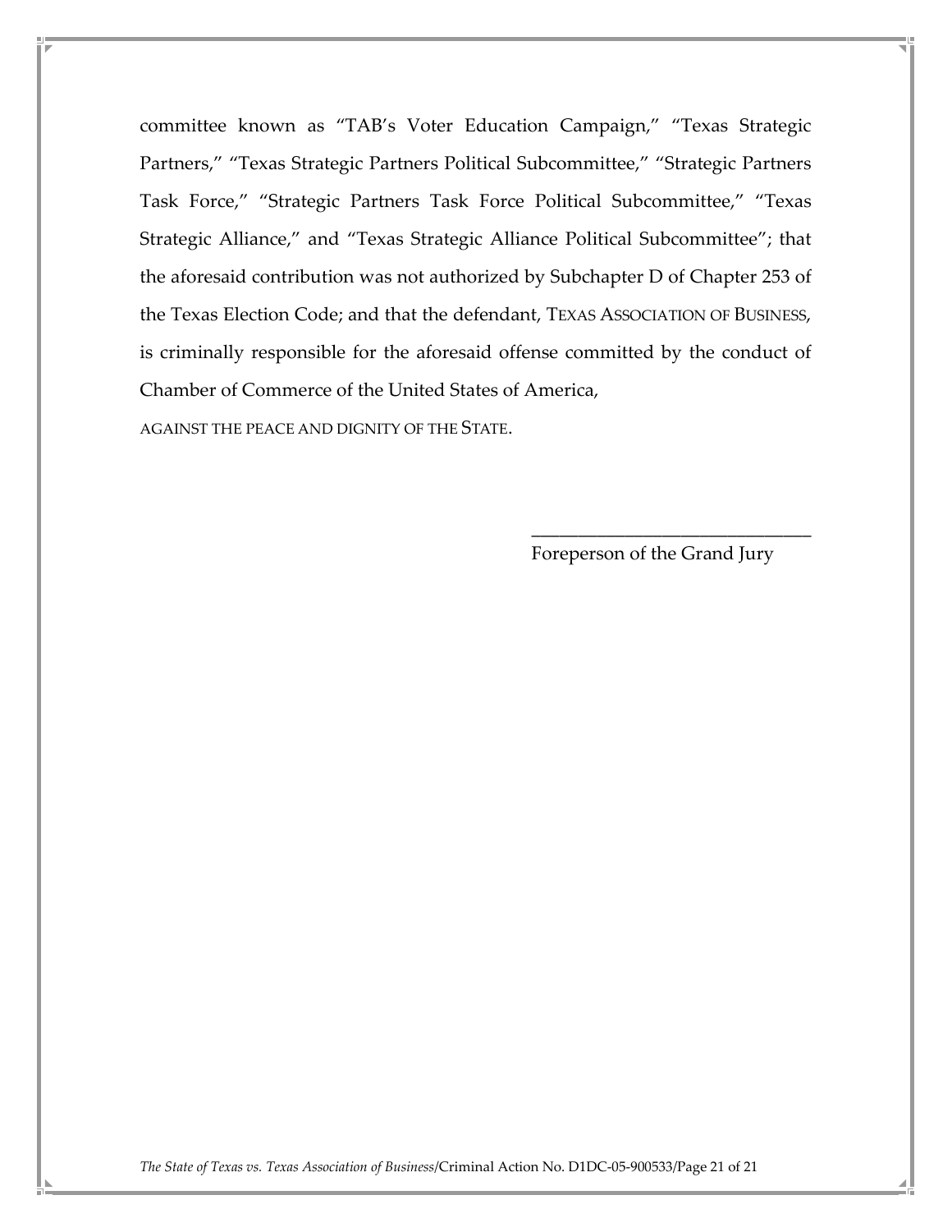committee known as "TAB's Voter Education Campaign," "Texas Strategic Partners," "Texas Strategic Partners Political Subcommittee," "Strategic Partners Task Force," "Strategic Partners Task Force Political Subcommittee," "Texas Strategic Alliance," and "Texas Strategic Alliance Political Subcommittee"; that the aforesaid contribution was not authorized by Subchapter D of Chapter 253 of the Texas Election Code; and that the defendant, TEXAS ASSOCIATION OF BUSINESS, is criminally responsible for the aforesaid offense committed by the conduct of Chamber of Commerce of the United States of America,

AGAINST THE PEACE AND DIGNITY OF THE STATE.

______________________________
Foreperson of the Grand Jury